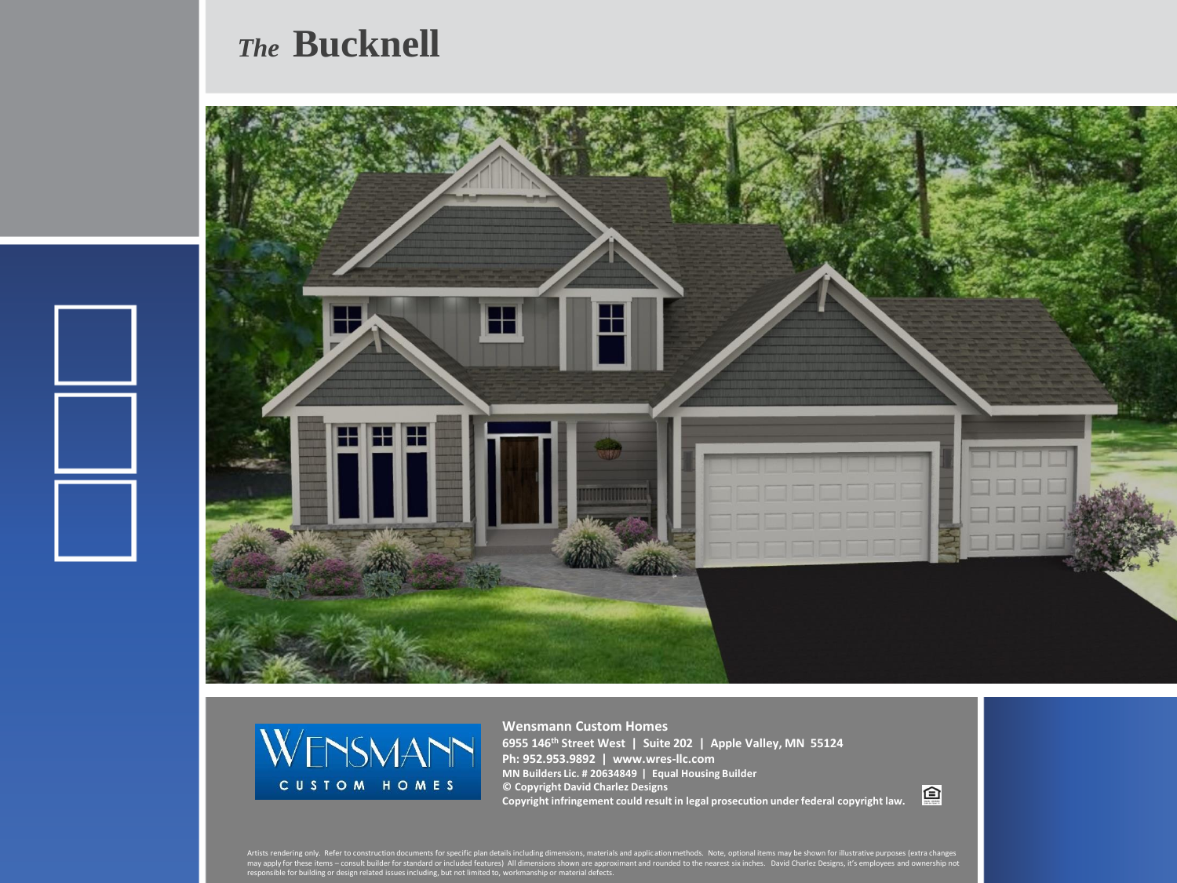# *The* Bucknell

**Wensmann Custom Homes**
**6955 146th Street West | Suite 202 | Apple Valley, MN 55124**
**Ph: 952.953.9892 | www.wres-llc.com**
**MN Builders Lic. # 20634849 | Equal Housing Builder**
**© Copyright David Charlez Designs**
**Copyright infringement could result in legal prosecution under federal copyright law.**

Artists rendering only. Refer to construction documents for specific plan details including dimensions, materials and application methods. Note, optional items may be shown for illustrative purposes (extra changes may apply for these items – consult builder for standard or included features) All dimensions shown are approximant and rounded to the nearest six inches. David Charlez Designs, it's employees and ownership not responsible for building or design related issues including, but not limited to, workmanship or material defects.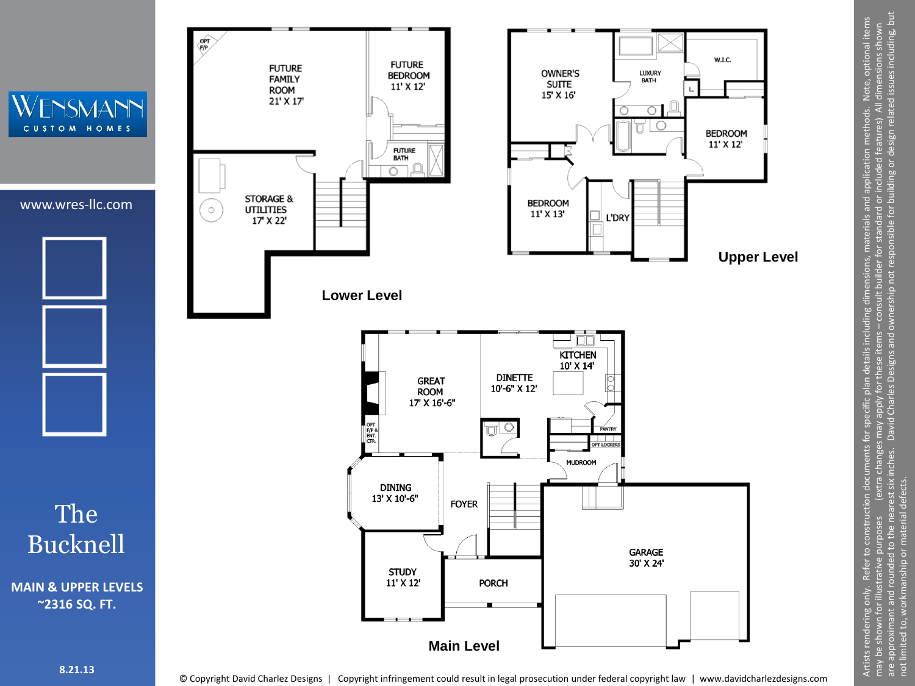WENSMANN
CUSTOM HOMES

www.wres-llc.com

# The Bucknell

**MAIN & UPPER LEVELS**
**~2316 SQ. FT.**

**8.21.13**

## Lower Level

OPT F/P

FUTURE FAMILY ROOM 21' X 17'

FUTURE BEDROOM 11' X 12'

FUTURE BATH

STORAGE & UTILITIES 17' X 22'

## Upper Level

OWNER'S SUITE 15' X 16'

LUXURY BATH

W.I.C.

L

BEDROOM 11' X 12'

BEDROOM 11' X 13'

L'DRY

## Main Level

GREAT ROOM 17' X 16'-6"

DINETTE 10'-6" X 12'

KITCHEN 10' X 14'

PANTRY

OPT LOCKERS

MUDROOM

OPT F/P & ENT. CTR.

DINING 13' X 10'-6"

FOYER

STUDY 11' X 12'

PORCH

GARAGE 30' X 24'

Artists rendering only. Refer to construction documents for specific plan details including dimensions, materials and application methods. Note, optional items may be shown for illustrative purposes (extra changes may apply for these items – consult builder for standard or included features). All dimensions shown are approximant and rounded to the nearest six inches. David Charles Designs and ownership not responsible for building or design related issues including, but not limited to, workmanship or material defects.

© Copyright David Charlez Designs | Copyright infringement could result in legal prosecution under federal copyright law | www.davidcharlezdesigns.com